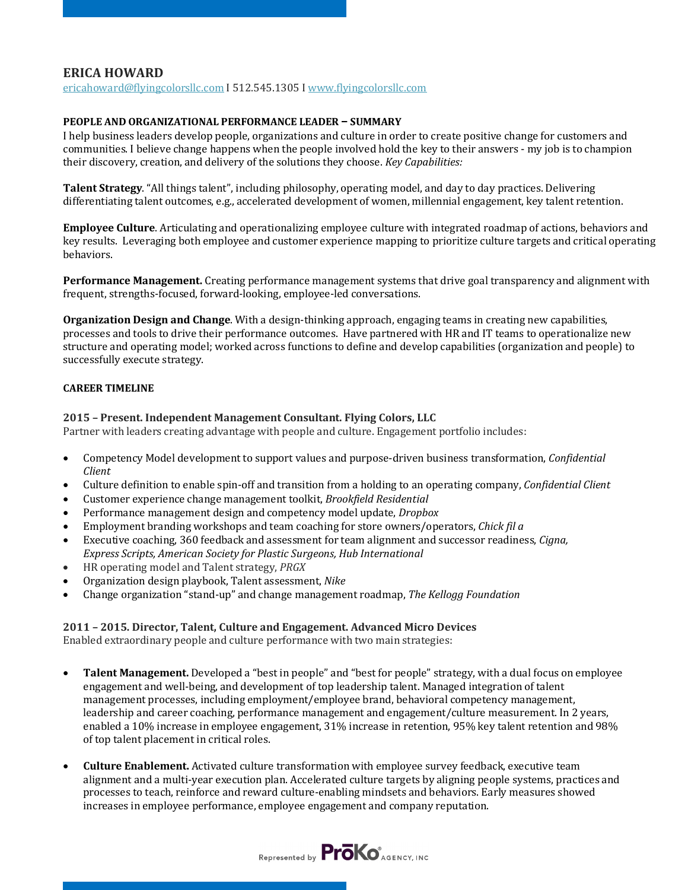# ERICA HOWARD

ericahoward@flyingcolorsllc.com I 512.545.1305 I www.flyingcolorsllc.com

## PEOPLE AND ORGANIZATIONAL PERFORMANCE LEADER – SUMMARY

I help business leaders develop people, organizations and culture in order to create positive change for customers and communities. I believe change happens when the people involved hold the key to their answers - my job is to champion their discovery, creation, and delivery of the solutions they choose. *Key Capabilities:*

**Talent Strategy**. "All things talent", including philosophy, operating model, and day to day practices. Delivering differentiating talent outcomes, e.g., accelerated development of women, millennial engagement, key talent retention.

**Employee Culture**. Articulating and operationalizing employee culture with integrated roadmap of actions, behaviors and key results. Leveraging both employee and customer experience mapping to prioritize culture targets and critical operating behaviors.

**Performance Management.** Creating performance management systems that drive goal transparency and alignment with frequent, strengths-focused, forward-looking, employee-led conversations.

**Organization Design and Change**. With a design-thinking approach, engaging teams in creating new capabilities, processes and tools to drive their performance outcomes. Have partnered with HR and IT teams to operationalize new structure and operating model; worked across functions to define and develop capabilities (organization and people) to successfully execute strategy.

## CAREER TIMELINE

### 2015 – Present. Independent Management Consultant. Flying Colors, LLC

Partner with leaders creating advantage with people and culture. Engagement portfolio includes:

- Competency Model development to support values and purpose-driven business transformation, *Confidential Client*
- Culture definition to enable spin-off and transition from a holding to an operating company, *Confidential Client*
- Customer experience change management toolkit, *Brookfield Residential*
- Performance management design and competency model update, *Dropbox*
- Employment branding workshops and team coaching for store owners/operators, *Chick fil a*
- Executive coaching, 360 feedback and assessment for team alignment and successor readiness, *Cigna, Express Scripts, American Society for Plastic Surgeons, Hub International*
- HR operating model and Talent strategy, *PRGX*
- Organization design playbook, Talent assessment, *Nike*
- Change organization "stand-up" and change management roadmap, *The Kellogg Foundation*

### 2011 – 2015. Director, Talent, Culture and Engagement. Advanced Micro Devices

Enabled extraordinary people and culture performance with two main strategies:

- **Talent Management.** Developed a "best in people" and "best for people" strategy, with a dual focus on employee engagement and well-being, and development of top leadership talent. Managed integration of talent management processes, including employment/employee brand, behavioral competency management, leadership and career coaching, performance management and engagement/culture measurement. In 2 years, enabled a 10% increase in employee engagement, 31% increase in retention, 95% key talent retention and 98% of top talent placement in critical roles.

- **Culture Enablement.** Activated culture transformation with employee survey feedback, executive team alignment and a multi-year execution plan. Accelerated culture targets by aligning people systems, practices and processes to teach, reinforce and reward culture-enabling mindsets and behaviors. Early measures showed increases in employee performance, employee engagement and company reputation.

Represented by PrōKo AGENCY, INC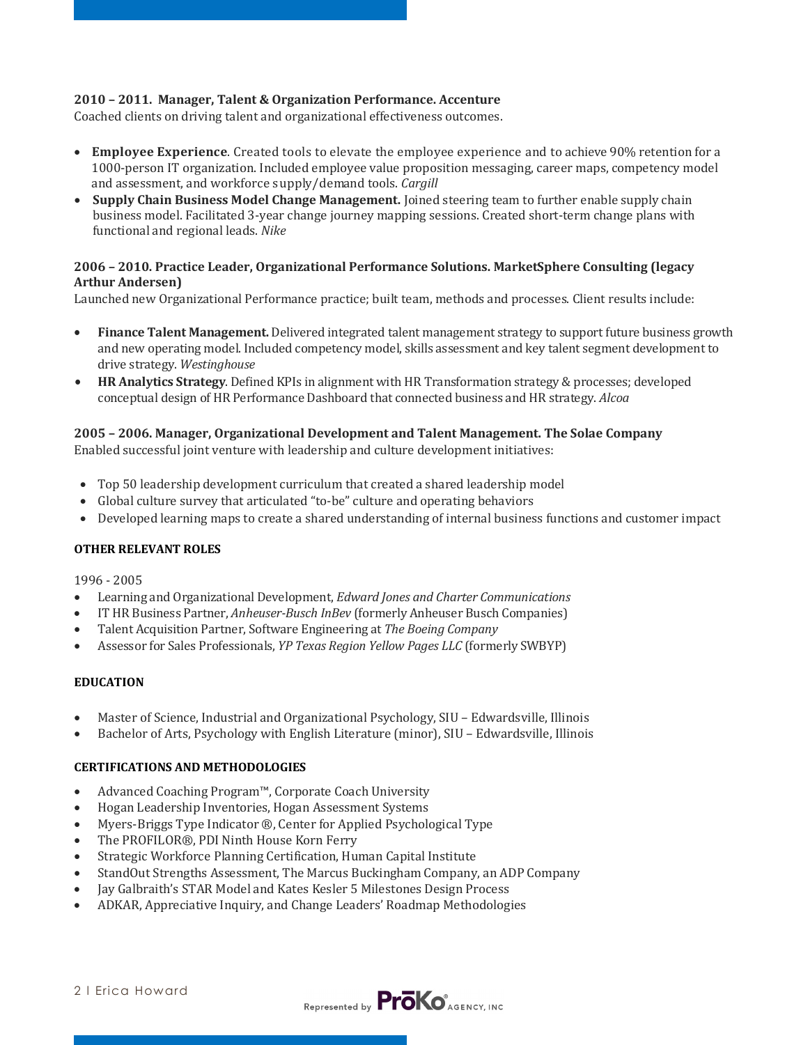**2010 – 2011. Manager, Talent & Organization Performance. Accenture**

Coached clients on driving talent and organizational effectiveness outcomes.

- **Employee Experience**. Created tools to elevate the employee experience and to achieve 90% retention for a 1000-person IT organization. Included employee value proposition messaging, career maps, competency model and assessment, and workforce supply/demand tools. *Cargill*
- **Supply Chain Business Model Change Management.** Joined steering team to further enable supply chain business model. Facilitated 3-year change journey mapping sessions. Created short-term change plans with functional and regional leads. *Nike*

**2006 – 2010. Practice Leader, Organizational Performance Solutions. MarketSphere Consulting (legacy Arthur Andersen)**

Launched new Organizational Performance practice; built team, methods and processes. Client results include:

- **Finance Talent Management.** Delivered integrated talent management strategy to support future business growth and new operating model. Included competency model, skills assessment and key talent segment development to drive strategy. *Westinghouse*
- **HR Analytics Strategy**. Defined KPIs in alignment with HR Transformation strategy & processes; developed conceptual design of HR Performance Dashboard that connected business and HR strategy. *Alcoa*

**2005 – 2006. Manager, Organizational Development and Talent Management. The Solae Company**

Enabled successful joint venture with leadership and culture development initiatives:

- Top 50 leadership development curriculum that created a shared leadership model
- Global culture survey that articulated "to-be" culture and operating behaviors
- Developed learning maps to create a shared understanding of internal business functions and customer impact

**OTHER RELEVANT ROLES**

1996 - 2005

- Learning and Organizational Development, *Edward Jones and Charter Communications*
- IT HR Business Partner, *Anheuser-Busch InBev* (formerly Anheuser Busch Companies)
- Talent Acquisition Partner, Software Engineering at *The Boeing Company*
- Assessor for Sales Professionals, *YP Texas Region Yellow Pages LLC* (formerly SWBYP)

**EDUCATION**

- Master of Science, Industrial and Organizational Psychology, SIU – Edwardsville, Illinois
- Bachelor of Arts, Psychology with English Literature (minor), SIU – Edwardsville, Illinois

**CERTIFICATIONS AND METHODOLOGIES**

- Advanced Coaching Program™, Corporate Coach University
- Hogan Leadership Inventories, Hogan Assessment Systems
- Myers-Briggs Type Indicator ®, Center for Applied Psychological Type
- The PROFILOR®, PDI Ninth House Korn Ferry
- Strategic Workforce Planning Certification, Human Capital Institute
- StandOut Strengths Assessment, The Marcus Buckingham Company, an ADP Company
- Jay Galbraith's STAR Model and Kates Kesler 5 Milestones Design Process
- ADKAR, Appreciative Inquiry, and Change Leaders' Roadmap Methodologies